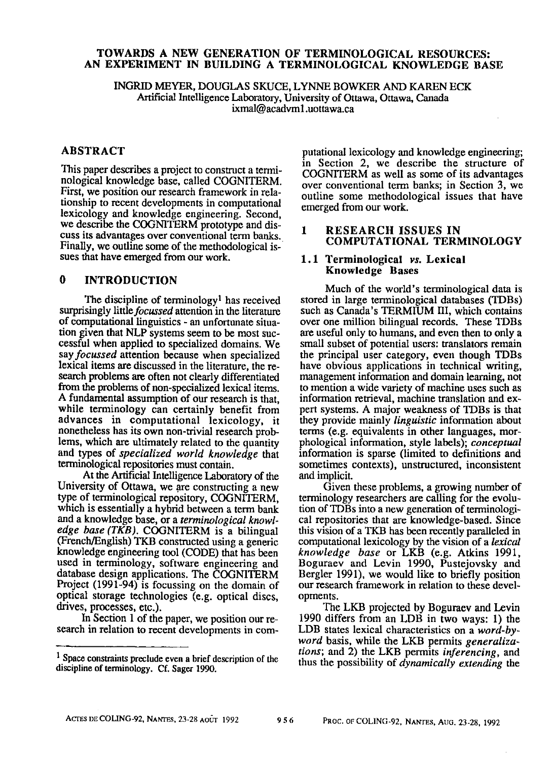# TOWARDS A NEW GENERATION OF TERMINOLOGICAL RESOURCES: AN EXPERIMENT IN BUILDING A TERMINOLOGICAL KNOWLEDGE BASE

INGRID MEYER, DOUGLAS SKUCE, LYNNE BOWKER AND KAREN ECK
Artificial Intelligence Laboratory, University of Ottawa, Ottawa, Canada
ixmal@acadvm1.uottawa.ca

## ABSTRACT

This paper describes a project to construct a terminological knowledge base, called COGNITERM. First, we position our research framework in relationship to recent developments in computational lexicology and knowledge engineering. Second, we describe the COGNITERM prototype and discuss its advantages over conventional term banks. Finally, we outline some of the methodological issues that have emerged from our work.

## 0 INTRODUCTION

The discipline of terminology[1] has received surprisingly little *focussed* attention in the literature of computational linguistics - an unfortunate situation given that NLP systems seem to be most successful when applied to specialized domains. We say *focussed* attention because when specialized lexical items are discussed in the literature, the research problems are often not clearly differentiated from the problems of non-specialized lexical items. A fundamental assumption of our research is that, while terminology can certainly benefit from advances in computational lexicology, it nonetheless has its own non-trivial research problems, which are ultimately related to the quantity and types of *specialized world knowledge* that terminological repositories must contain.

At the Artificial Intelligence Laboratory of the University of Ottawa, we are constructing a new type of terminological repository, COGNITERM, which is essentially a hybrid between a term bank and a knowledge base, or a *terminological knowledge base (TKB)*. COGNITERM is a bilingual (French/English) TKB constructed using a generic knowledge engineering tool (CODE) that has been used in terminology, software engineering and database design applications. The COGNITERM Project (1991-94) is focussing on the domain of optical storage technologies (e.g. optical discs, drives, processes, etc.).

In Section 1 of the paper, we position our research in relation to recent developments in computational lexicology and knowledge engineering; in Section 2, we describe the structure of COGNITERM as well as some of its advantages over conventional term banks; in Section 3, we outline some methodological issues that have emerged from our work.

## 1 RESEARCH ISSUES IN COMPUTATIONAL TERMINOLOGY

### 1.1 Terminological *vs.* Lexical Knowledge Bases

Much of the world's terminological data is stored in large terminological databases (TDBs) such as Canada's TERMIUM III, which contains over one million bilingual records. These TDBs are useful only to humans, and even then to only a small subset of potential users: translators remain the principal user category, even though TDBs have obvious applications in technical writing, management information and domain learning, not to mention a wide variety of machine uses such as information retrieval, machine translation and expert systems. A major weakness of TDBs is that they provide mainly *linguistic* information about terms (e.g. equivalents in other languages, morphological information, style labels); *conceptual* information is sparse (limited to definitions and sometimes contexts), unstructured, inconsistent and implicit.

Given these problems, a growing number of terminology researchers are calling for the evolution of TDBs into a new generation of terminological repositories that are knowledge-based. Since this vision of a TKB has been recently paralleled in computational lexicology by the vision of a *lexical knowledge base* or LKB (e.g. Atkins 1991, Boguraev and Levin 1990, Pustejovsky and Bergler 1991), we would like to briefly position our research framework in relation to these developments.

The LKB projected by Boguraev and Levin 1990 differs from an LDB in two ways: 1) the LDB states lexical characteristics on a *word-by-word* basis, while the LKB permits *generalizations*; and 2) the LKB permits *inferencing*, and thus the possibility of *dynamically extending* the

[1] Space constraints preclude even a brief description of the discipline of terminology. Cf. Sager 1990.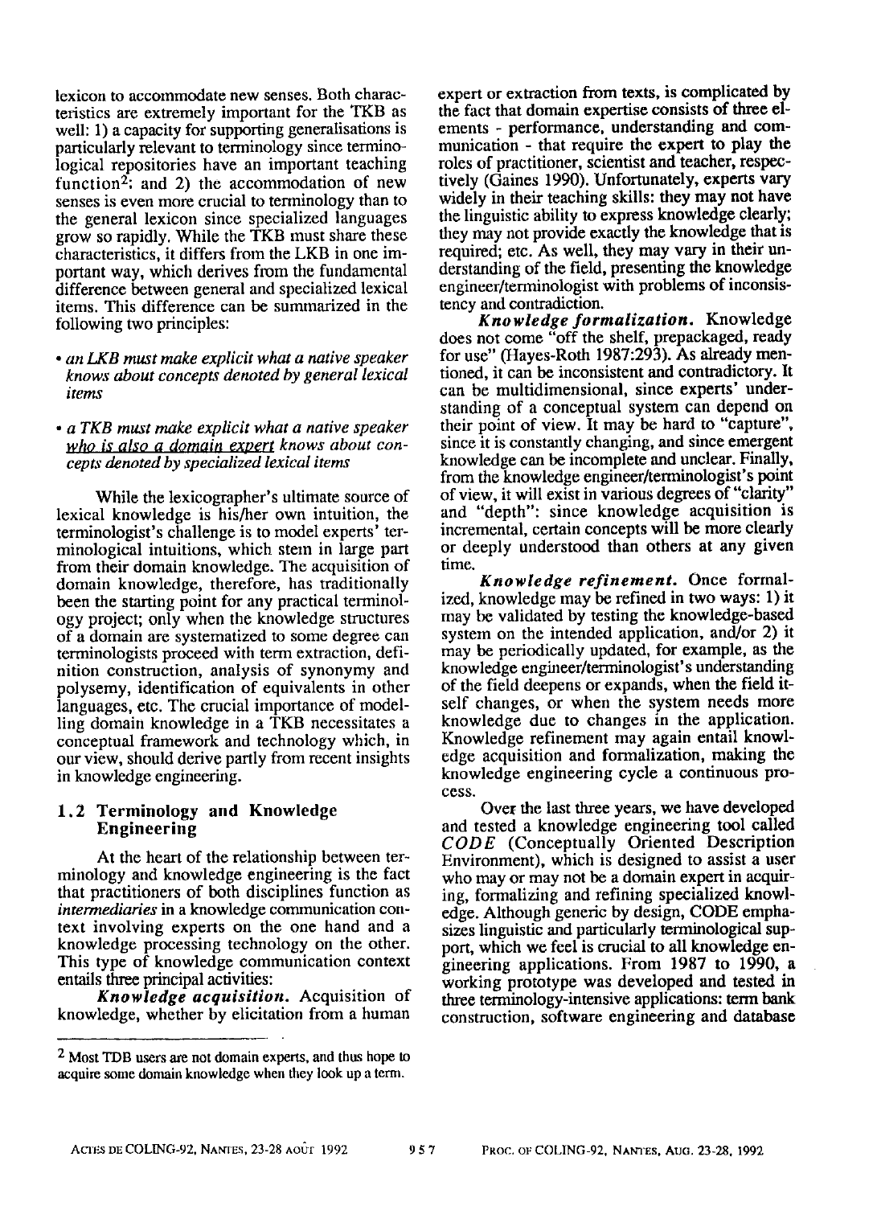lexicon to accommodate new senses. Both characteristics are extremely important for the TKB as well: 1) a capacity for supporting generalisations is particularly relevant to terminology since terminological repositories have an important teaching function[2]; and 2) the accommodation of new senses is even more crucial to terminology than to the general lexicon since specialized languages grow so rapidly. While the TKB must share these characteristics, it differs from the LKB in one important way, which derives from the fundamental difference between general and specialized lexical items. This difference can be summarized in the following two principles:

- *an LKB must make explicit what a native speaker knows about concepts denoted by general lexical items*
- *a TKB must make explicit what a native speaker who is also a domain expert knows about concepts denoted by specialized lexical items*

While the lexicographer's ultimate source of lexical knowledge is his/her own intuition, the terminologist's challenge is to model experts' terminological intuitions, which stem in large part from their domain knowledge. The acquisition of domain knowledge, therefore, has traditionally been the starting point for any practical terminology project; only when the knowledge structures of a domain are systematized to some degree can terminologists proceed with term extraction, definition construction, analysis of synonymy and polysemy, identification of equivalents in other languages, etc. The crucial importance of modelling domain knowledge in a TKB necessitates a conceptual framework and technology which, in our view, should derive partly from recent insights in knowledge engineering.

### 1.2 Terminology and Knowledge Engineering

At the heart of the relationship between terminology and knowledge engineering is the fact that practitioners of both disciplines function as *intermediaries* in a knowledge communication context involving experts on the one hand and a knowledge processing technology on the other. This type of knowledge communication context entails three principal activities:

***Knowledge acquisition.*** Acquisition of knowledge, whether by elicitation from a human expert or extraction from texts, is complicated by the fact that domain expertise consists of three elements - performance, understanding and communication - that require the expert to play the roles of practitioner, scientist and teacher, respectively (Gaines 1990). Unfortunately, experts vary widely in their teaching skills: they may not have the linguistic ability to express knowledge clearly; they may not provide exactly the knowledge that is required; etc. As well, they may vary in their understanding of the field, presenting the knowledge engineer/terminologist with problems of inconsistency and contradiction.

***Knowledge formalization.*** Knowledge does not come "off the shelf, prepackaged, ready for use" (Hayes-Roth 1987:293). As already mentioned, it can be inconsistent and contradictory. It can be multidimensional, since experts' understanding of a conceptual system can depend on their point of view. It may be hard to "capture", since it is constantly changing, and since emergent knowledge can be incomplete and unclear. Finally, from the knowledge engineer/terminologist's point of view, it will exist in various degrees of "clarity" and "depth": since knowledge acquisition is incremental, certain concepts will be more clearly or deeply understood than others at any given time.

***Knowledge refinement.*** Once formalized, knowledge may be refined in two ways: 1) it may be validated by testing the knowledge-based system on the intended application, and/or 2) it may be periodically updated, for example, as the knowledge engineer/terminologist's understanding of the field deepens or expands, when the field itself changes, or when the system needs more knowledge due to changes in the application. Knowledge refinement may again entail knowledge acquisition and formalization, making the knowledge engineering cycle a continuous process.

Over the last three years, we have developed and tested a knowledge engineering tool called *CODE* (Conceptually Oriented Description Environment), which is designed to assist a user who may or may not be a domain expert in acquiring, formalizing and refining specialized knowledge. Although generic by design, CODE emphasizes linguistic and particularly terminological support, which we feel is crucial to all knowledge engineering applications. From 1987 to 1990, a working prototype was developed and tested in three terminology-intensive applications: term bank construction, software engineering and database

[2] Most TDB users are not domain experts, and thus hope to acquire some domain knowledge when they look up a term.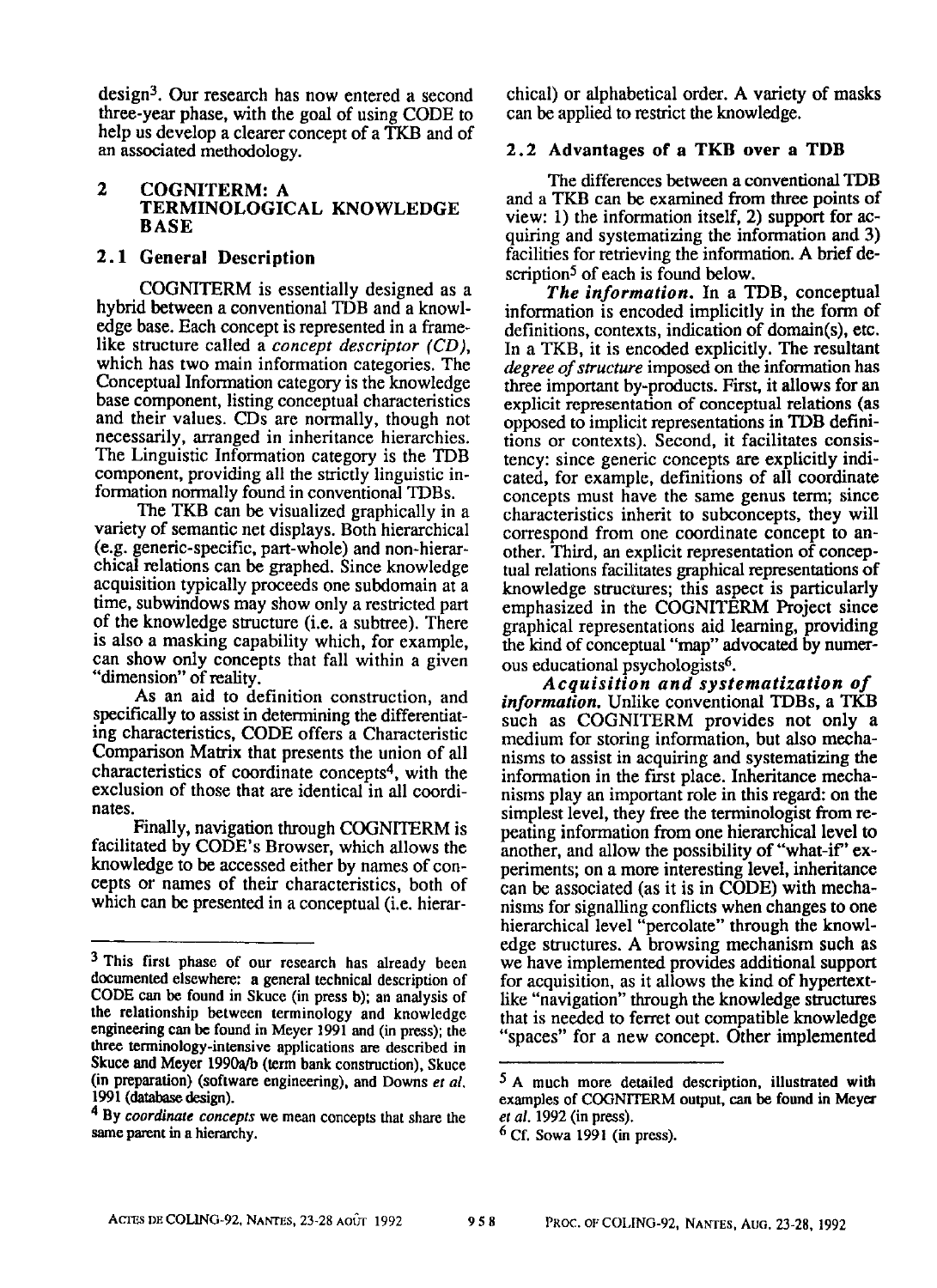design[3]. Our research has now entered a second three-year phase, with the goal of using CODE to help us develop a clearer concept of a TKB and of an associated methodology.

## 2 COGNITERM: A TERMINOLOGICAL KNOWLEDGE BASE

### 2.1 General Description

COGNITERM is essentially designed as a hybrid between a conventional TDB and a knowledge base. Each concept is represented in a frame-like structure called a *concept descriptor (CD)*, which has two main information categories. The Conceptual Information category is the knowledge base component, listing conceptual characteristics and their values. CDs are normally, though not necessarily, arranged in inheritance hierarchies. The Linguistic Information category is the TDB component, providing all the strictly linguistic information normally found in conventional TDBs.

The TKB can be visualized graphically in a variety of semantic net displays. Both hierarchical (e.g. generic-specific, part-whole) and non-hierarchical relations can be graphed. Since knowledge acquisition typically proceeds one subdomain at a time, subwindows may show only a restricted part of the knowledge structure (i.e. a subtree). There is also a masking capability which, for example, can show only concepts that fall within a given "dimension" of reality.

As an aid to definition construction, and specifically to assist in determining the differentiating characteristics, CODE offers a Characteristic Comparison Matrix that presents the union of all characteristics of coordinate concepts[4], with the exclusion of those that are identical in all coordinates.

Finally, navigation through COGNITERM is facilitated by CODE's Browser, which allows the knowledge to be accessed either by names of concepts or names of their characteristics, both of which can be presented in a conceptual (i.e. hierarchical) or alphabetical order. A variety of masks can be applied to restrict the knowledge.

### 2.2 Advantages of a TKB over a TDB

The differences between a conventional TDB and a TKB can be examined from three points of view: 1) the information itself, 2) support for acquiring and systematizing the information and 3) facilities for retrieving the information. A brief description[5] of each is found below.

***The information.*** In a TDB, conceptual information is encoded implicitly in the form of definitions, contexts, indication of domain(s), etc. In a TKB, it is encoded explicitly. The resultant *degree of structure* imposed on the information has three important by-products. First, it allows for an explicit representation of conceptual relations (as opposed to implicit representations in TDB definitions or contexts). Second, it facilitates consistency: since generic concepts are explicitly indicated, for example, definitions of all coordinate concepts must have the same genus term; since characteristics inherit to subconcepts, they will correspond from one coordinate concept to another. Third, an explicit representation of conceptual relations facilitates graphical representations of knowledge structures; this aspect is particularly emphasized in the COGNITERM Project since graphical representations aid learning, providing the kind of conceptual "map" advocated by numerous educational psychologists[6].

***Acquisition and systematization of information.*** Unlike conventional TDBs, a TKB such as COGNITERM provides not only a medium for storing information, but also mechanisms to assist in acquiring and systematizing the information in the first place. Inheritance mechanisms play an important role in this regard: on the simplest level, they free the terminologist from repeating information from one hierarchical level to another, and allow the possibility of "what-if" experiments; on a more interesting level, inheritance can be associated (as it is in CODE) with mechanisms for signalling conflicts when changes to one hierarchical level "percolate" through the knowledge structures. A browsing mechanism such as we have implemented provides additional support for acquisition, as it allows the kind of hypertext-like "navigation" through the knowledge structures that is needed to ferret out compatible knowledge "spaces" for a new concept. Other implemented

---

[3] This first phase of our research has already been documented elsewhere: a general technical description of CODE can be found in Skuce (in press b); an analysis of the relationship between terminology and knowledge engineering can be found in Meyer 1991 and (in press); the three terminology-intensive applications are described in Skuce and Meyer 1990a/b (term bank construction), Skuce (in preparation) (software engineering), and Downs *et al.* 1991 (database design).

[4] By *coordinate concepts* we mean concepts that share the same parent in a hierarchy.

[5] A much more detailed description, illustrated with examples of COGNITERM output, can be found in Meyer *et al.* 1992 (in press).

[6] Cf. Sowa 1991 (in press).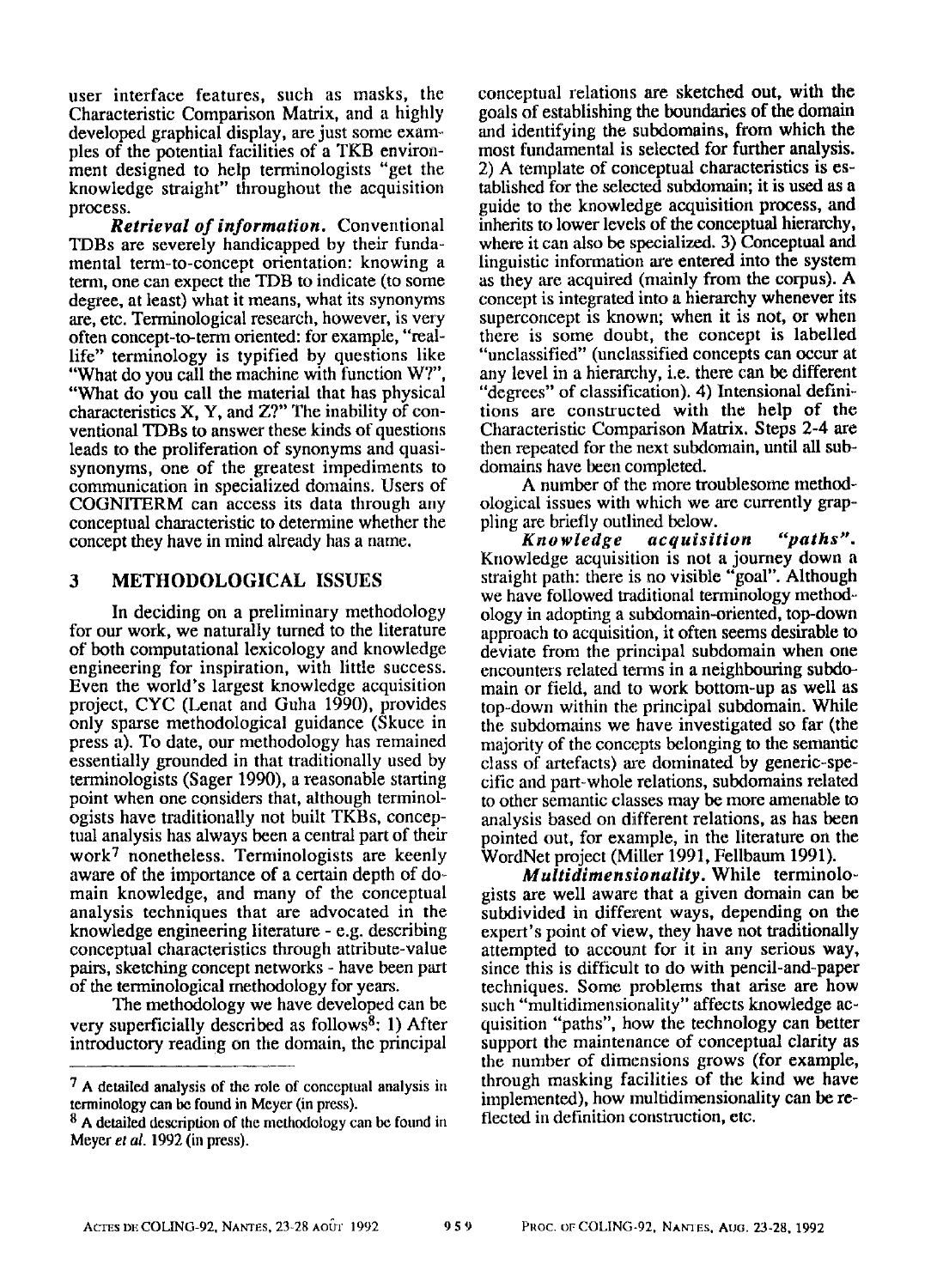user interface features, such as masks, the Characteristic Comparison Matrix, and a highly developed graphical display, are just some examples of the potential facilities of a TKB environment designed to help terminologists "get the knowledge straight" throughout the acquisition process.

***Retrieval of information.*** Conventional TDBs are severely handicapped by their fundamental term-to-concept orientation: knowing a term, one can expect the TDB to indicate (to some degree, at least) what it means, what its synonyms are, etc. Terminological research, however, is very often concept-to-term oriented: for example, "real-life" terminology is typified by questions like "What do you call the machine with function W?", "What do you call the material that has physical characteristics X, Y, and Z?" The inability of conventional TDBs to answer these kinds of questions leads to the proliferation of synonyms and quasi-synonyms, one of the greatest impediments to communication in specialized domains. Users of COGNITERM can access its data through any conceptual characteristic to determine whether the concept they have in mind already has a name.

## 3 METHODOLOGICAL ISSUES

In deciding on a preliminary methodology for our work, we naturally turned to the literature of both computational lexicology and knowledge engineering for inspiration, with little success. Even the world's largest knowledge acquisition project, CYC (Lenat and Guha 1990), provides only sparse methodological guidance (Skuce in press a). To date, our methodology has remained essentially grounded in that traditionally used by terminologists (Sager 1990), a reasonable starting point when one considers that, although terminologists have traditionally not built TKBs, conceptual analysis has always been a central part of their work[7] nonetheless. Terminologists are keenly aware of the importance of a certain depth of domain knowledge, and many of the conceptual analysis techniques that are advocated in the knowledge engineering literature - e.g. describing conceptual characteristics through attribute-value pairs, sketching concept networks - have been part of the terminological methodology for years.

The methodology we have developed can be very superficially described as follows[8]: 1) After introductory reading on the domain, the principal conceptual relations are sketched out, with the goals of establishing the boundaries of the domain and identifying the subdomains, from which the most fundamental is selected for further analysis. 2) A template of conceptual characteristics is established for the selected subdomain; it is used as a guide to the knowledge acquisition process, and inherits to lower levels of the conceptual hierarchy, where it can also be specialized. 3) Conceptual and linguistic information are entered into the system as they are acquired (mainly from the corpus). A concept is integrated into a hierarchy whenever its superconcept is known; when it is not, or when there is some doubt, the concept is labelled "unclassified" (unclassified concepts can occur at any level in a hierarchy, i.e. there can be different "degrees" of classification). 4) Intensional definitions are constructed with the help of the Characteristic Comparison Matrix. Steps 2-4 are then repeated for the next subdomain, until all subdomains have been completed.

A number of the more troublesome methodological issues with which we are currently grappling are briefly outlined below.

***Knowledge acquisition "paths".*** Knowledge acquisition is not a journey down a straight path: there is no visible "goal". Although we have followed traditional terminology methodology in adopting a subdomain-oriented, top-down approach to acquisition, it often seems desirable to deviate from the principal subdomain when one encounters related terms in a neighbouring subdomain or field, and to work bottom-up as well as top-down within the principal subdomain. While the subdomains we have investigated so far (the majority of the concepts belonging to the semantic class of artefacts) are dominated by generic-specific and part-whole relations, subdomains related to other semantic classes may be more amenable to analysis based on different relations, as has been pointed out, for example, in the literature on the WordNet project (Miller 1991, Fellbaum 1991).

***Multidimensionality.*** While terminologists are well aware that a given domain can be subdivided in different ways, depending on the expert's point of view, they have not traditionally attempted to account for it in any serious way, since this is difficult to do with pencil-and-paper techniques. Some problems that arise are how such "multidimensionality" affects knowledge acquisition "paths", how the technology can better support the maintenance of conceptual clarity as the number of dimensions grows (for example, through masking facilities of the kind we have implemented), how multidimensionality can be reflected in definition construction, etc.

---

[7] A detailed analysis of the role of conceptual analysis in terminology can be found in Meyer (in press).

[8] A detailed description of the methodology can be found in Meyer *et al.* 1992 (in press).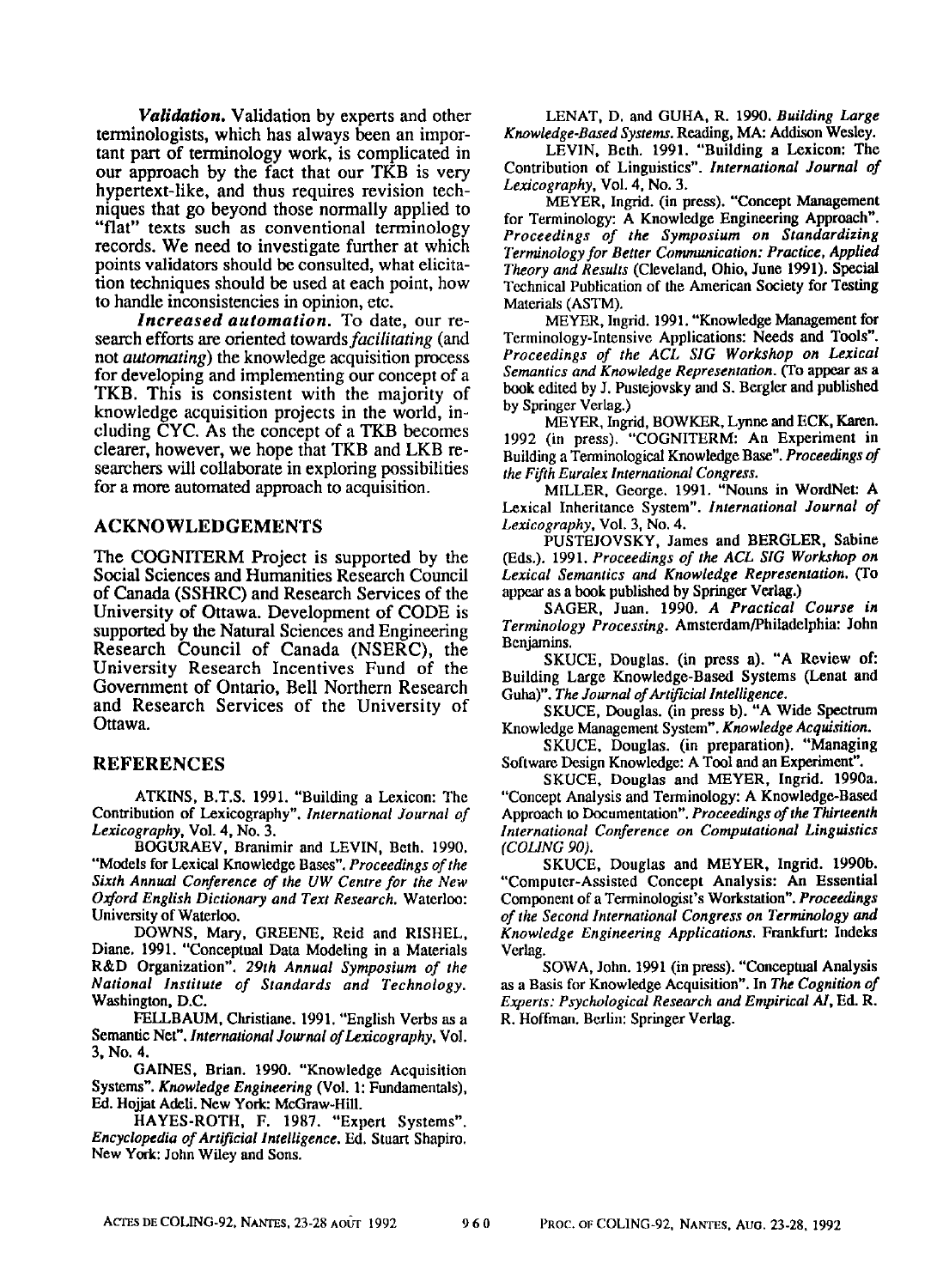***Validation.*** Validation by experts and other terminologists, which has always been an important part of terminology work, is complicated in our approach by the fact that our TKB is very hypertext-like, and thus requires revision techniques that go beyond those normally applied to "flat" texts such as conventional terminology records. We need to investigate further at which points validators should be consulted, what elicitation techniques should be used at each point, how to handle inconsistencies in opinion, etc.

***Increased automation.*** To date, our research efforts are oriented towards *facilitating* (and not *automating*) the knowledge acquisition process for developing and implementing our concept of a TKB. This is consistent with the majority of knowledge acquisition projects in the world, including CYC. As the concept of a TKB becomes clearer, however, we hope that TKB and LKB researchers will collaborate in exploring possibilities for a more automated approach to acquisition.

## ACKNOWLEDGEMENTS

The COGNITERM Project is supported by the Social Sciences and Humanities Research Council of Canada (SSHRC) and Research Services of the University of Ottawa. Development of CODE is supported by the Natural Sciences and Engineering Research Council of Canada (NSERC), the University Research Incentives Fund of the Government of Ontario, Bell Northern Research and Research Services of the University of Ottawa.

## REFERENCES

ATKINS, B.T.S. 1991. "Building a Lexicon: The Contribution of Lexicography". *International Journal of Lexicography*, Vol. 4, No. 3.

BOGURAEV, Branimir and LEVIN, Beth. 1990. "Models for Lexical Knowledge Bases". *Proceedings of the Sixth Annual Conference of the UW Centre for the New Oxford English Dictionary and Text Research.* Waterloo: University of Waterloo.

DOWNS, Mary, GREENE, Reid and RISHEL, Diane. 1991. "Conceptual Data Modeling in a Materials R&D Organization". *29th Annual Symposium of the National Institute of Standards and Technology.* Washington, D.C.

FELLBAUM, Christiane. 1991. "English Verbs as a Semantic Net". *International Journal of Lexicography*, Vol. 3, No. 4.

GAINES, Brian. 1990. "Knowledge Acquisition Systems". *Knowledge Engineering* (Vol. 1: Fundamentals), Ed. Hojjat Adeli. New York: McGraw-Hill.

HAYES-ROTH, F. 1987. "Expert Systems". *Encyclopedia of Artificial Intelligence.* Ed. Stuart Shapiro. New York: John Wiley and Sons.

LENAT, D. and GUHA, R. 1990. *Building Large Knowledge-Based Systems.* Reading, MA: Addison Wesley.

LEVIN, Beth. 1991. "Building a Lexicon: The Contribution of Linguistics". *International Journal of Lexicography*, Vol. 4, No. 3.

MEYER, Ingrid. (in press). "Concept Management for Terminology: A Knowledge Engineering Approach". *Proceedings of the Symposium on Standardizing Terminology for Better Communication: Practice, Applied Theory and Results* (Cleveland, Ohio, June 1991). Special Technical Publication of the American Society for Testing Materials (ASTM).

MEYER, Ingrid. 1991. "Knowledge Management for Terminology-Intensive Applications: Needs and Tools". *Proceedings of the ACL SIG Workshop on Lexical Semantics and Knowledge Representation.* (To appear as a book edited by J. Pustejovsky and S. Bergler and published by Springer Verlag.)

MEYER, Ingrid, BOWKER, Lynne and ECK, Karen. 1992 (in press). "COGNITERM: An Experiment in Building a Terminological Knowledge Base". *Proceedings of the Fifth Euralex International Congress.*

MILLER, George. 1991. "Nouns in WordNet: A Lexical Inheritance System". *International Journal of Lexicography*, Vol. 3, No. 4.

PUSTEJOVSKY, James and BERGLER, Sabine (Eds.). 1991. *Proceedings of the ACL SIG Workshop on Lexical Semantics and Knowledge Representation.* (To appear as a book published by Springer Verlag.)

SAGER, Juan. 1990. *A Practical Course in Terminology Processing.* Amsterdam/Philadelphia: John Benjamins.

SKUCE, Douglas. (in press a). "A Review of: Building Large Knowledge-Based Systems (Lenat and Guha)". *The Journal of Artificial Intelligence.*

SKUCE, Douglas. (in press b). "A Wide Spectrum Knowledge Management System". *Knowledge Acquisition.*

SKUCE, Douglas. (in preparation). "Managing Software Design Knowledge: A Tool and an Experiment".

SKUCE, Douglas and MEYER, Ingrid. 1990a. "Concept Analysis and Terminology: A Knowledge-Based Approach to Documentation". *Proceedings of the Thirteenth International Conference on Computational Linguistics (COLING 90).*

SKUCE, Douglas and MEYER, Ingrid. 1990b. "Computer-Assisted Concept Analysis: An Essential Component of a Terminologist's Workstation". *Proceedings of the Second International Congress on Terminology and Knowledge Engineering Applications.* Frankfurt: Indeks Verlag.

SOWA, John. 1991 (in press). "Conceptual Analysis as a Basis for Knowledge Acquisition". In *The Cognition of Experts: Psychological Research and Empirical AI*, Ed. R. R. Hoffman. Berlin: Springer Verlag.